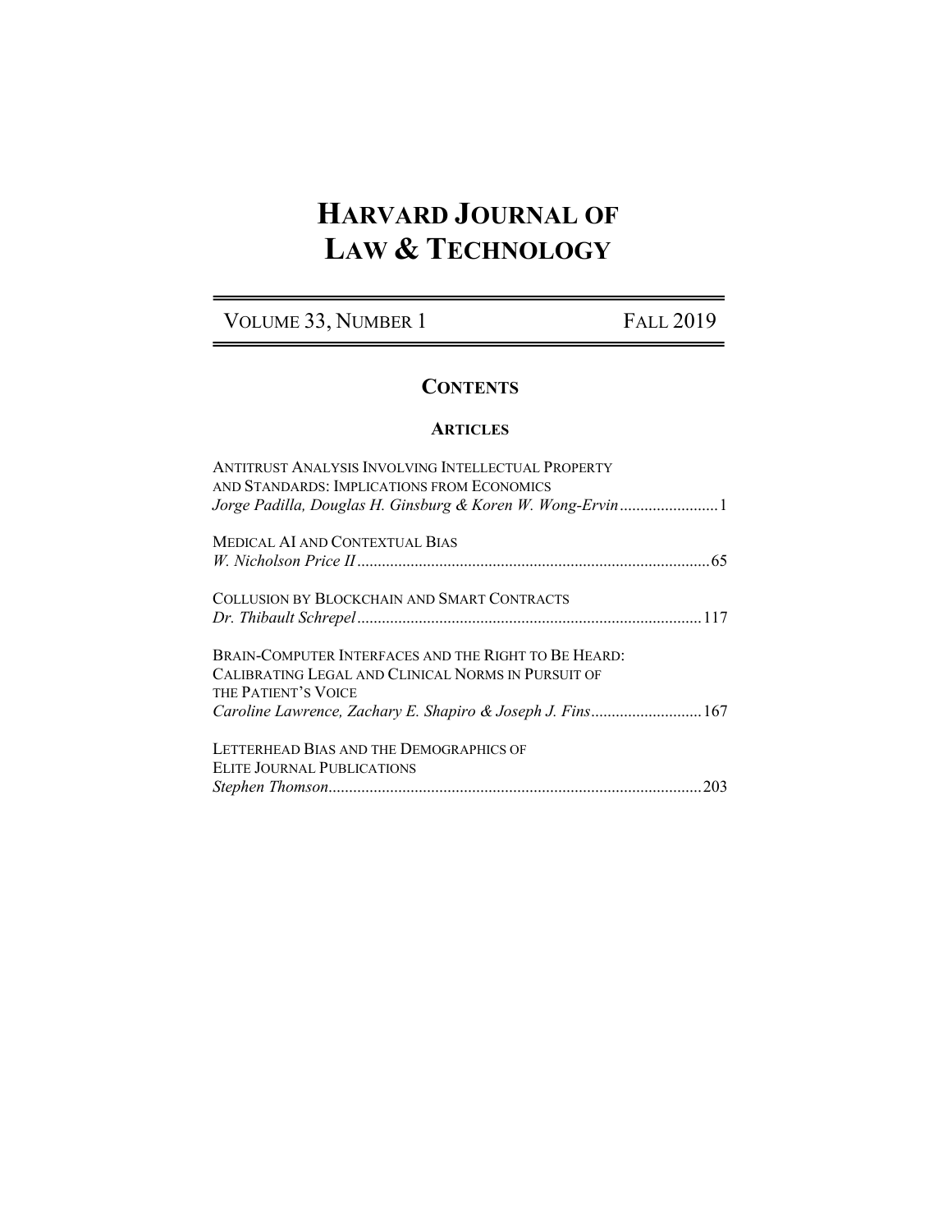# HARVARD JOURNAL OF LAW & TECHNOLOGY

VOLUME 33, NUMBER 1 FALL 2019

## CONTENTS

### ARTICLES

ANTITRUST ANALYSIS INVOLVING INTELLECTUAL PROPERTY AND STANDARDS: IMPLICATIONS FROM ECONOMICS
*Jorge Padilla, Douglas H. Ginsburg & Koren W. Wong-Ervin* .......................1

MEDICAL AI AND CONTEXTUAL BIAS
*W. Nicholson Price II* .......................65

COLLUSION BY BLOCKCHAIN AND SMART CONTRACTS
*Dr. Thibault Schrepel* .......................117

BRAIN-COMPUTER INTERFACES AND THE RIGHT TO BE HEARD: CALIBRATING LEGAL AND CLINICAL NORMS IN PURSUIT OF THE PATIENT'S VOICE
*Caroline Lawrence, Zachary E. Shapiro & Joseph J. Fins* .......................167

LETTERHEAD BIAS AND THE DEMOGRAPHICS OF ELITE JOURNAL PUBLICATIONS
*Stephen Thomson* .......................203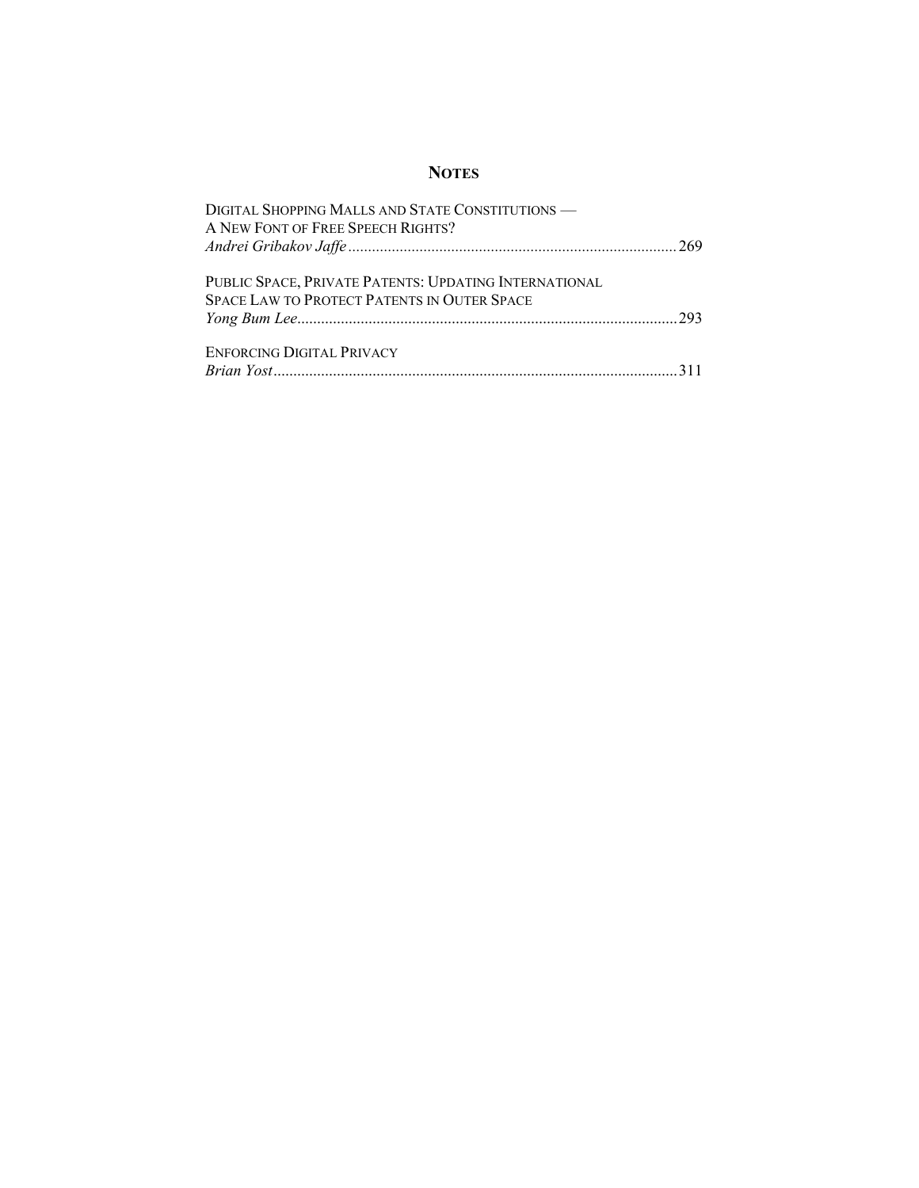## NOTES

DIGITAL SHOPPING MALLS AND STATE CONSTITUTIONS —
A NEW FONT OF FREE SPEECH RIGHTS?
*Andrei Gribakov Jaffe* .................................................................................. 269

PUBLIC SPACE, PRIVATE PATENTS: UPDATING INTERNATIONAL
SPACE LAW TO PROTECT PATENTS IN OUTER SPACE
*Yong Bum Lee* ............................................................................................. 293

ENFORCING DIGITAL PRIVACY
*Brian Yost* .................................................................................................... 311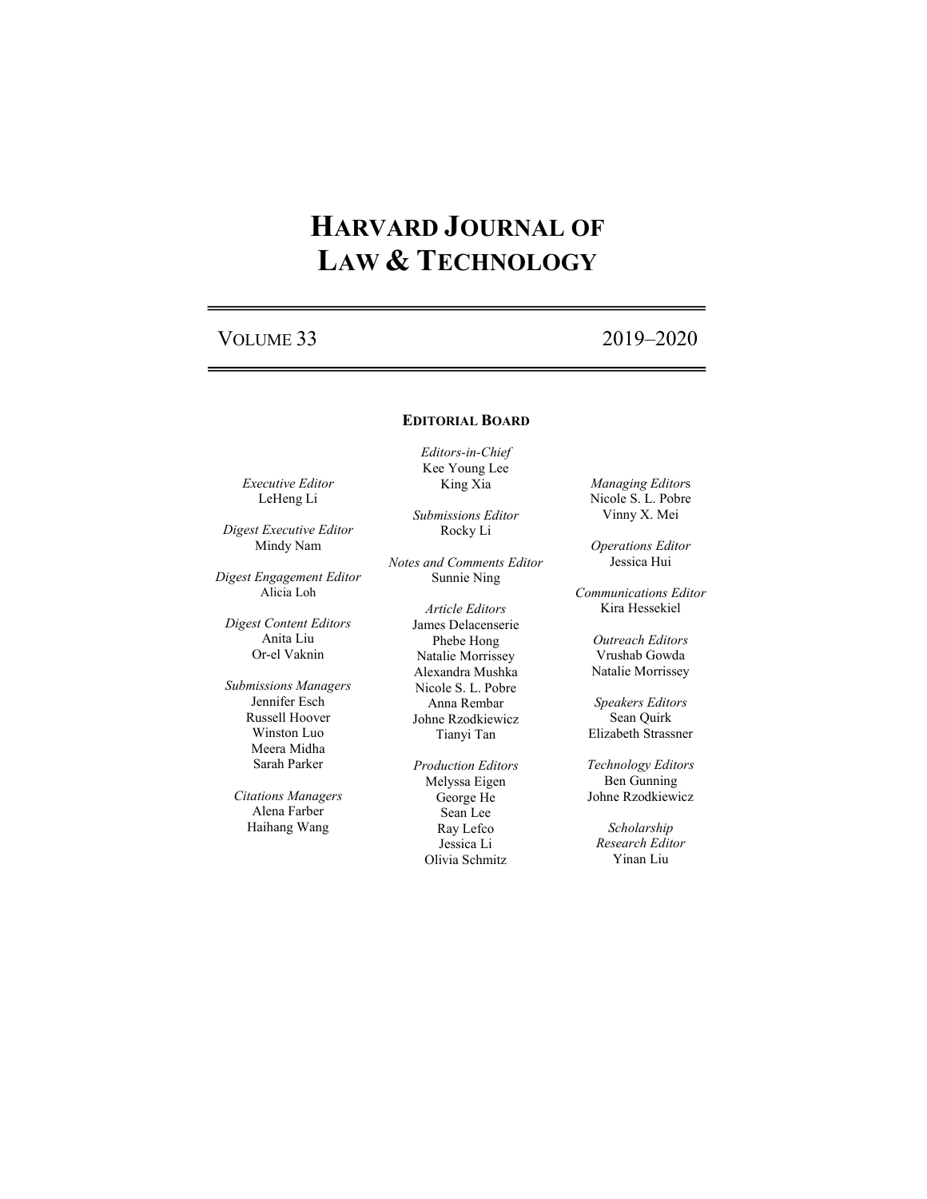# HARVARD JOURNAL OF LAW & TECHNOLOGY

VOLUME 33 2019–2020

### EDITORIAL BOARD

*Editors-in-Chief*
Kee Young Lee
King Xia

*Executive Editor*
LeHeng Li

*Managing Editors*
Nicole S. L. Pobre
Vinny X. Mei

*Submissions Editor*
Rocky Li

*Digest Executive Editor*
Mindy Nam

*Operations Editor*
Jessica Hui

*Notes and Comments Editor*
Sunnie Ning

*Digest Engagement Editor*
Alicia Loh

*Communications Editor*
Kira Hessekiel

*Article Editors*
James Delacenserie
Phebe Hong
Natalie Morrissey
Alexandra Mushka
Nicole S. L. Pobre
Anna Rembar
Johne Rzodkiewicz
Tianyi Tan

*Digest Content Editors*
Anita Liu
Or-el Vaknin

*Outreach Editors*
Vrushab Gowda
Natalie Morrissey

*Submissions Managers*
Jennifer Esch
Russell Hoover
Winston Luo
Meera Midha
Sarah Parker

*Speakers Editors*
Sean Quirk
Elizabeth Strassner

*Production Editors*
Melyssa Eigen
George He
Sean Lee
Ray Lefco
Jessica Li
Olivia Schmitz

*Technology Editors*
Ben Gunning
Johne Rzodkiewicz

*Citations Managers*
Alena Farber
Haihang Wang

*Scholarship Research Editor*
Yinan Liu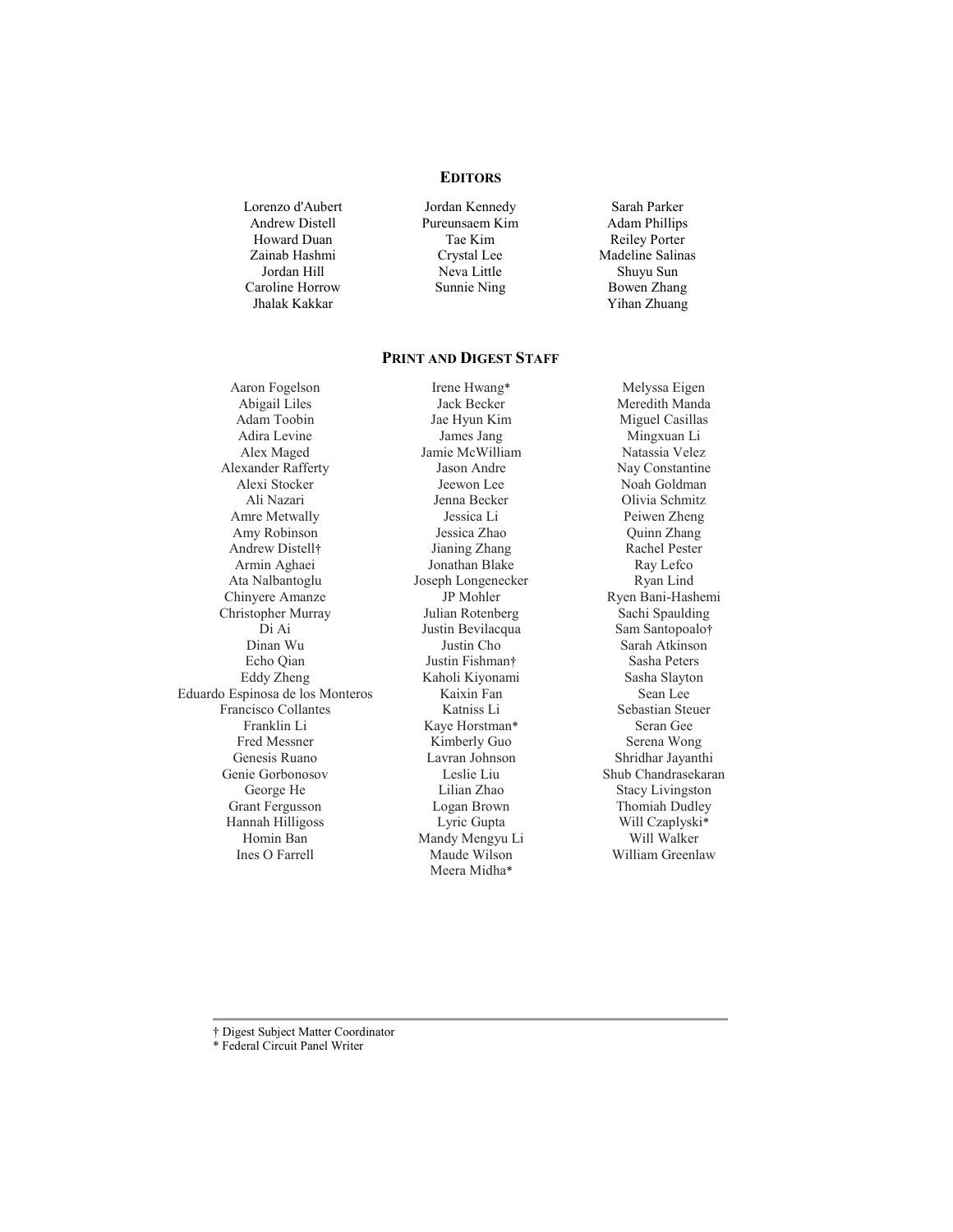## EDITORS

Lorenzo d'Aubert
Andrew Distell
Howard Duan
Zainab Hashmi
Jordan Hill
Caroline Horrow
Jhalak Kakkar
Jordan Kennedy
Pureunsaem Kim
Tae Kim
Crystal Lee
Neva Little
Sunnie Ning
Sarah Parker
Adam Phillips
Reiley Porter
Madeline Salinas
Shuyu Sun
Bowen Zhang
Yihan Zhuang

## PRINT AND DIGEST STAFF

Aaron Fogelson
Abigail Liles
Adam Toobin
Adira Levine
Alex Maged
Alexander Rafferty
Alexi Stocker
Ali Nazari
Amre Metwally
Amy Robinson
Andrew Distell†
Armin Aghaei
Ata Nalbantoglu
Chinyere Amanze
Christopher Murray
Di Ai
Dinan Wu
Echo Qian
Eddy Zheng
Eduardo Espinosa de los Monteros
Francisco Collantes
Franklin Li
Fred Messner
Genesis Ruano
Genie Gorbonosov
George He
Grant Fergusson
Hannah Hilligoss
Homin Ban
Ines O Farrell
Irene Hwang*
Jack Becker
Jae Hyun Kim
James Jang
Jamie McWilliam
Jason Andre
Jeewon Lee
Jenna Becker
Jessica Li
Jessica Zhao
Jianing Zhang
Jonathan Blake
Joseph Longenecker
JP Mohler
Julian Rotenberg
Justin Bevilacqua
Justin Cho
Justin Fishman†
Kaholi Kiyonami
Kaixin Fan
Katniss Li
Kaye Horstman*
Kimberly Guo
Lavran Johnson
Leslie Liu
Lilian Zhao
Logan Brown
Lyric Gupta
Mandy Mengyu Li
Maude Wilson
Meera Midha*
Melyssa Eigen
Meredith Manda
Miguel Casillas
Mingxuan Li
Natassia Velez
Nay Constantine
Noah Goldman
Olivia Schmitz
Peiwen Zheng
Quinn Zhang
Rachel Pester
Ray Lefco
Ryan Lind
Ryen Bani-Hashemi
Sachi Spaulding
Sam Santopoalo†
Sarah Atkinson
Sasha Peters
Sasha Slayton
Sean Lee
Sebastian Steuer
Seran Gee
Serena Wong
Shridhar Jayanthi
Shub Chandrasekaran
Stacy Livingston
Thomiah Dudley
Will Czaplyski*
Will Walker
William Greenlaw

---

† Digest Subject Matter Coordinator
* Federal Circuit Panel Writer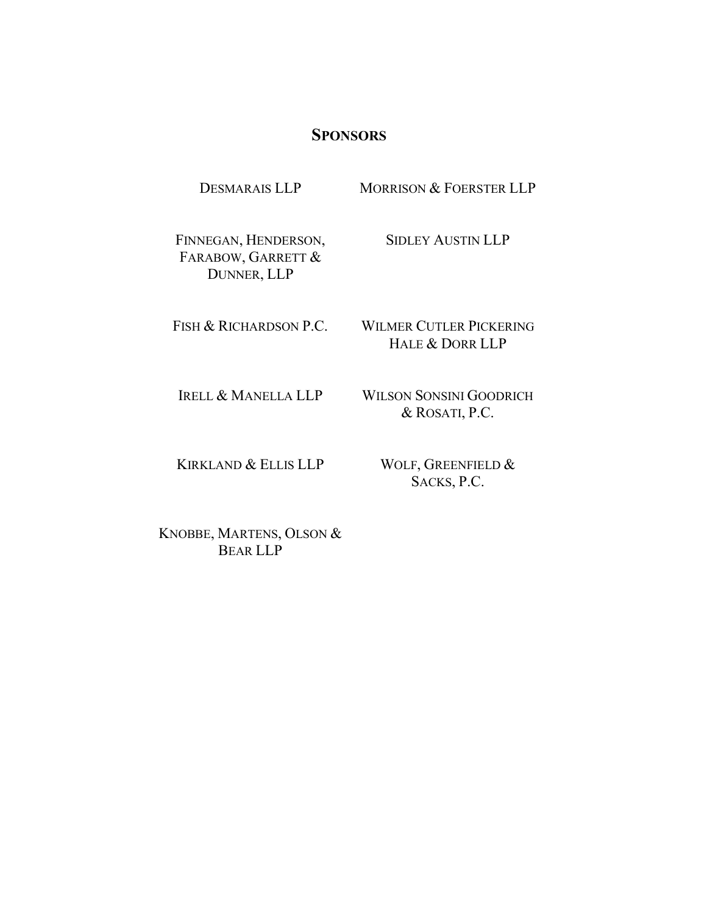## SPONSORS

DESMARAIS LLP

MORRISON & FOERSTER LLP

FINNEGAN, HENDERSON, FARABOW, GARRETT & DUNNER, LLP

SIDLEY AUSTIN LLP

FISH & RICHARDSON P.C.

WILMER CUTLER PICKERING HALE & DORR LLP

IRELL & MANELLA LLP

WILSON SONSINI GOODRICH & ROSATI, P.C.

KIRKLAND & ELLIS LLP

WOLF, GREENFIELD & SACKS, P.C.

KNOBBE, MARTENS, OLSON & BEAR LLP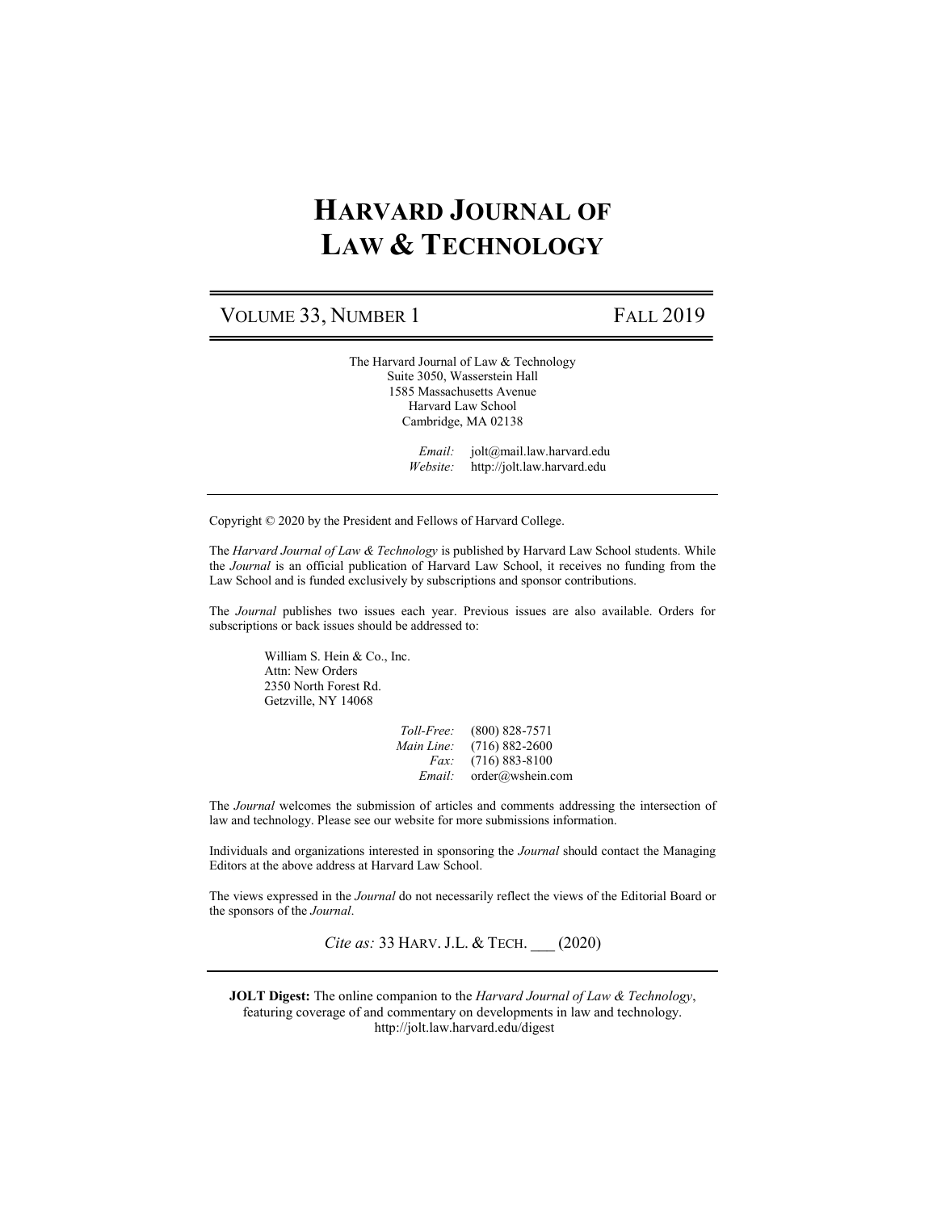# HARVARD JOURNAL OF LAW & TECHNOLOGY

VOLUME 33, NUMBER 1 FALL 2019

The Harvard Journal of Law & Technology
Suite 3050, Wasserstein Hall
1585 Massachusetts Avenue
Harvard Law School
Cambridge, MA 02138

*Email:* jolt@mail.law.harvard.edu
*Website:* http://jolt.law.harvard.edu

---

Copyright © 2020 by the President and Fellows of Harvard College.

The *Harvard Journal of Law & Technology* is published by Harvard Law School students. While the *Journal* is an official publication of Harvard Law School, it receives no funding from the Law School and is funded exclusively by subscriptions and sponsor contributions.

The *Journal* publishes two issues each year. Previous issues are also available. Orders for subscriptions or back issues should be addressed to:

William S. Hein & Co., Inc.
Attn: New Orders
2350 North Forest Rd.
Getzville, NY 14068

*Toll-Free:* (800) 828-7571
*Main Line:* (716) 882-2600
*Fax:* (716) 883-8100
*Email:* order@wshein.com

The *Journal* welcomes the submission of articles and comments addressing the intersection of law and technology. Please see our website for more submissions information.

Individuals and organizations interested in sponsoring the *Journal* should contact the Managing Editors at the above address at Harvard Law School.

The views expressed in the *Journal* do not necessarily reflect the views of the Editorial Board or the sponsors of the *Journal*.

*Cite as:* 33 HARV. J.L. & TECH. ___ (2020)

---

**JOLT Digest:** The online companion to the *Harvard Journal of Law & Technology*, featuring coverage of and commentary on developments in law and technology.
http://jolt.law.harvard.edu/digest